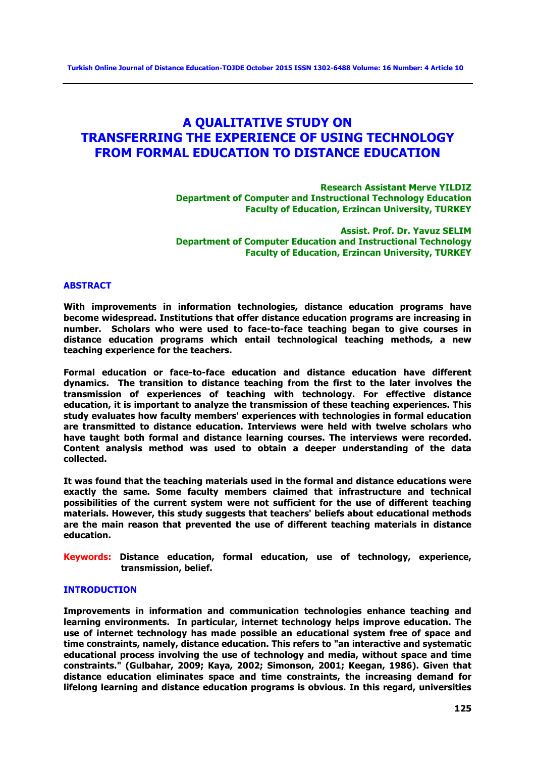# A QUALITATIVE STUDY ON TRANSFERRING THE EXPERIENCE OF USING TECHNOLOGY FROM FORMAL EDUCATION TO DISTANCE EDUCATION

**Research Assistant Merve YILDIZ**
**Department of Computer and Instructional Technology Education**
**Faculty of Education, Erzincan University, TURKEY**

**Assist. Prof. Dr. Yavuz SELIM**
**Department of Computer Education and Instructional Technology**
**Faculty of Education, Erzincan University, TURKEY**

## ABSTRACT

**With improvements in information technologies, distance education programs have become widespread. Institutions that offer distance education programs are increasing in number. Scholars who were used to face-to-face teaching began to give courses in distance education programs which entail technological teaching methods, a new teaching experience for the teachers.**

**Formal education or face-to-face education and distance education have different dynamics. The transition to distance teaching from the first to the later involves the transmission of experiences of teaching with technology. For effective distance education, it is important to analyze the transmission of these teaching experiences. This study evaluates how faculty members' experiences with technologies in formal education are transmitted to distance education. Interviews were held with twelve scholars who have taught both formal and distance learning courses. The interviews were recorded. Content analysis method was used to obtain a deeper understanding of the data collected.**

**It was found that the teaching materials used in the formal and distance educations were exactly the same. Some faculty members claimed that infrastructure and technical possibilities of the current system were not sufficient for the use of different teaching materials. However, this study suggests that teachers' beliefs about educational methods are the main reason that prevented the use of different teaching materials in distance education.**

**Keywords:** **Distance education, formal education, use of technology, experience, transmission, belief.**

## INTRODUCTION

**Improvements in information and communication technologies enhance teaching and learning environments. In particular, internet technology helps improve education. The use of internet technology has made possible an educational system free of space and time constraints, namely, distance education. This refers to "an interactive and systematic educational process involving the use of technology and media, without space and time constraints." (Gulbahar, 2009; Kaya, 2002; Simonson, 2001; Keegan, 1986). Given that distance education eliminates space and time constraints, the increasing demand for lifelong learning and distance education programs is obvious. In this regard, universities**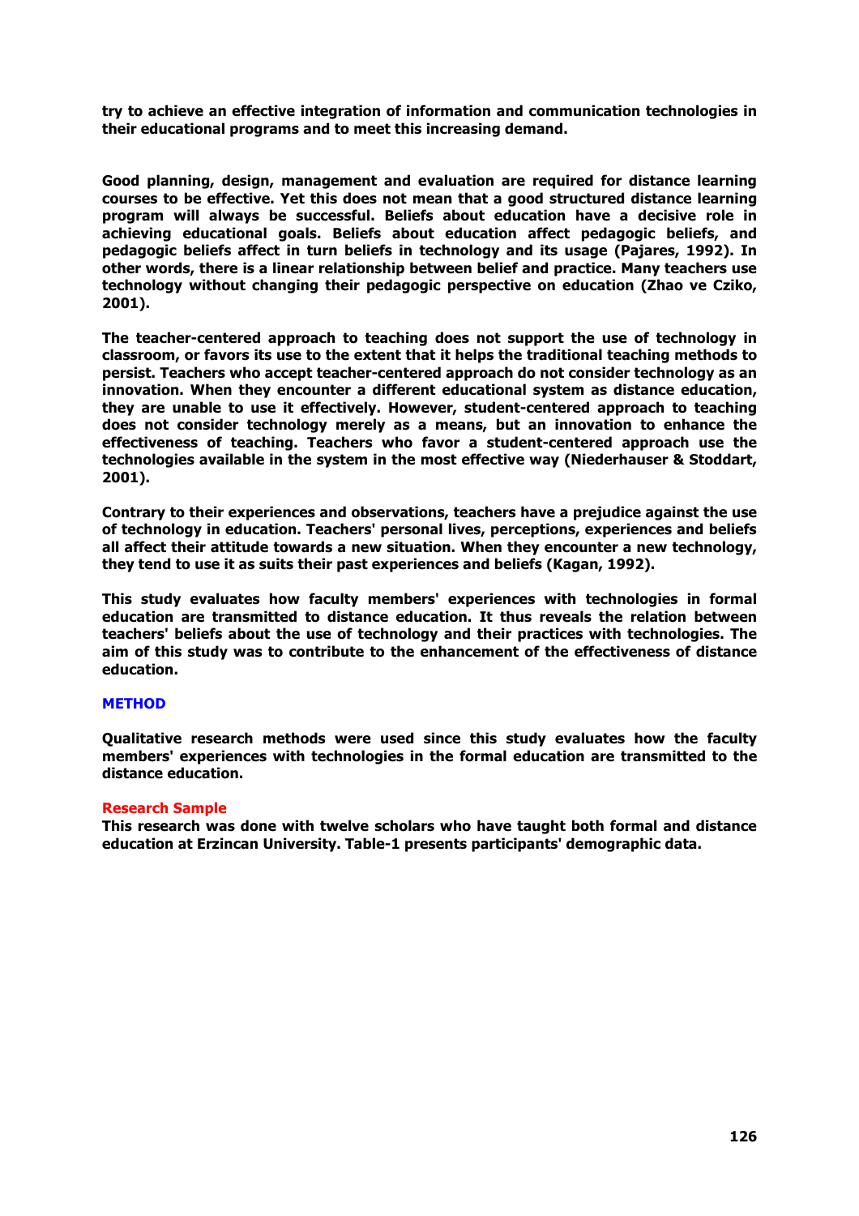try to achieve an effective integration of information and communication technologies in their educational programs and to meet this increasing demand.

Good planning, design, management and evaluation are required for distance learning courses to be effective. Yet this does not mean that a good structured distance learning program will always be successful. Beliefs about education have a decisive role in achieving educational goals. Beliefs about education affect pedagogic beliefs, and pedagogic beliefs affect in turn beliefs in technology and its usage (Pajares, 1992). In other words, there is a linear relationship between belief and practice. Many teachers use technology without changing their pedagogic perspective on education (Zhao ve Cziko, 2001).

The teacher-centered approach to teaching does not support the use of technology in classroom, or favors its use to the extent that it helps the traditional teaching methods to persist. Teachers who accept teacher-centered approach do not consider technology as an innovation. When they encounter a different educational system as distance education, they are unable to use it effectively. However, student-centered approach to teaching does not consider technology merely as a means, but an innovation to enhance the effectiveness of teaching. Teachers who favor a student-centered approach use the technologies available in the system in the most effective way (Niederhauser & Stoddart, 2001).

Contrary to their experiences and observations, teachers have a prejudice against the use of technology in education. Teachers' personal lives, perceptions, experiences and beliefs all affect their attitude towards a new situation. When they encounter a new technology, they tend to use it as suits their past experiences and beliefs (Kagan, 1992).

This study evaluates how faculty members' experiences with technologies in formal education are transmitted to distance education. It thus reveals the relation between teachers' beliefs about the use of technology and their practices with technologies. The aim of this study was to contribute to the enhancement of the effectiveness of distance education.

## METHOD

Qualitative research methods were used since this study evaluates how the faculty members' experiences with technologies in the formal education are transmitted to the distance education.

### Research Sample

This research was done with twelve scholars who have taught both formal and distance education at Erzincan University. Table-1 presents participants' demographic data.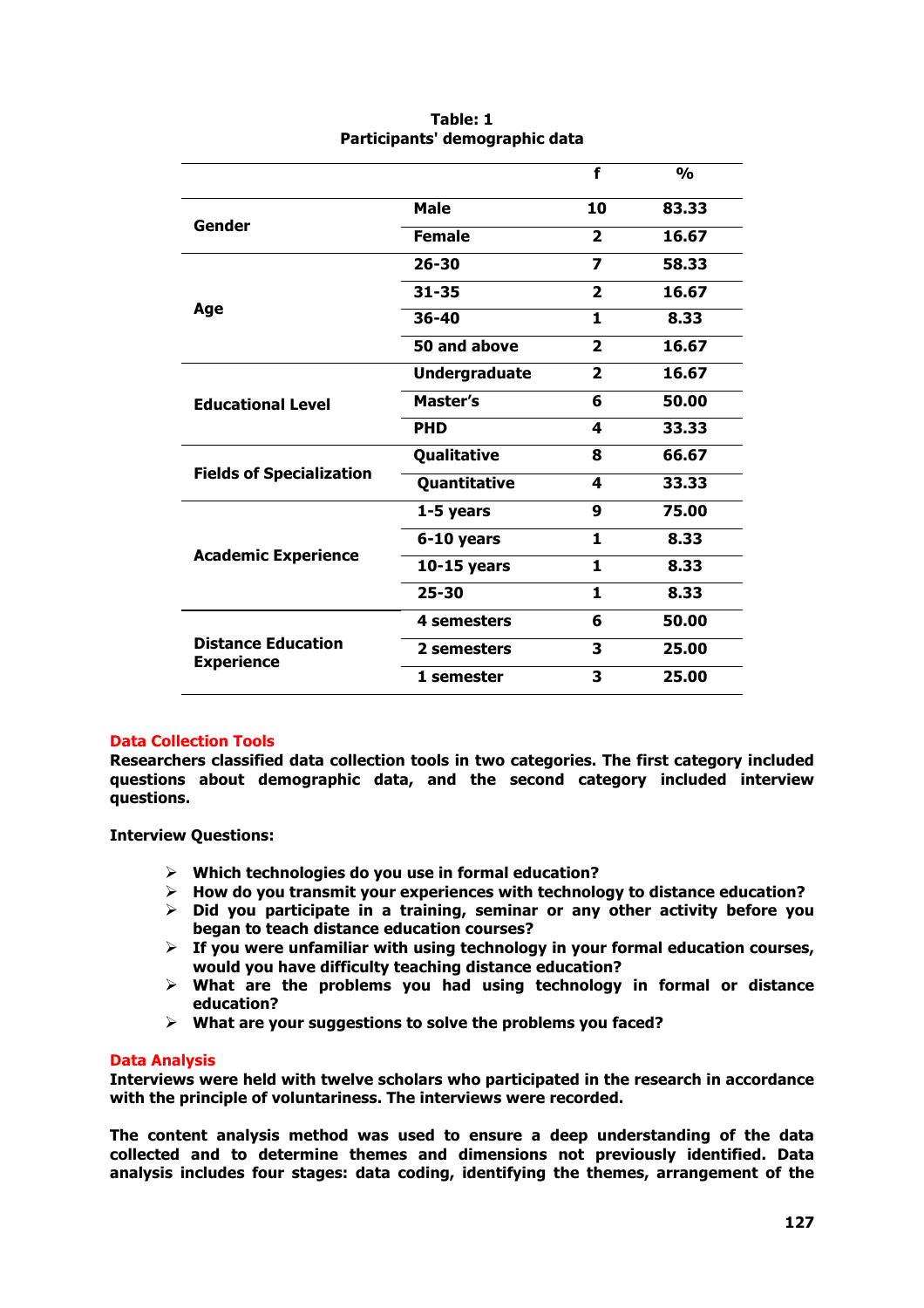**Table: 1**
**Participants' demographic data**

| | | f | % |
|---|---|---|---|
| Gender | Male | 10 | 83.33 |
| | Female | 2 | 16.67 |
| Age | 26-30 | 7 | 58.33 |
| | 31-35 | 2 | 16.67 |
| | 36-40 | 1 | 8.33 |
| | 50 and above | 2 | 16.67 |
| Educational Level | Undergraduate | 2 | 16.67 |
| | Master's | 6 | 50.00 |
| | PHD | 4 | 33.33 |
| Fields of Specialization | Qualitative | 8 | 66.67 |
| | Quantitative | 4 | 33.33 |
| Academic Experience | 1-5 years | 9 | 75.00 |
| | 6-10 years | 1 | 8.33 |
| | 10-15 years | 1 | 8.33 |
| | 25-30 | 1 | 8.33 |
| Distance Education Experience | 4 semesters | 6 | 50.00 |
| | 2 semesters | 3 | 25.00 |
| | 1 semester | 3 | 25.00 |

## Data Collection Tools

**Researchers classified data collection tools in two categories. The first category included questions about demographic data, and the second category included interview questions.**

**Interview Questions:**

- **Which technologies do you use in formal education?**
- **How do you transmit your experiences with technology to distance education?**
- **Did you participate in a training, seminar or any other activity before you began to teach distance education courses?**
- **If you were unfamiliar with using technology in your formal education courses, would you have difficulty teaching distance education?**
- **What are the problems you had using technology in formal or distance education?**
- **What are your suggestions to solve the problems you faced?**

## Data Analysis

**Interviews were held with twelve scholars who participated in the research in accordance with the principle of voluntariness. The interviews were recorded.**

**The content analysis method was used to ensure a deep understanding of the data collected and to determine themes and dimensions not previously identified. Data analysis includes four stages: data coding, identifying the themes, arrangement of the**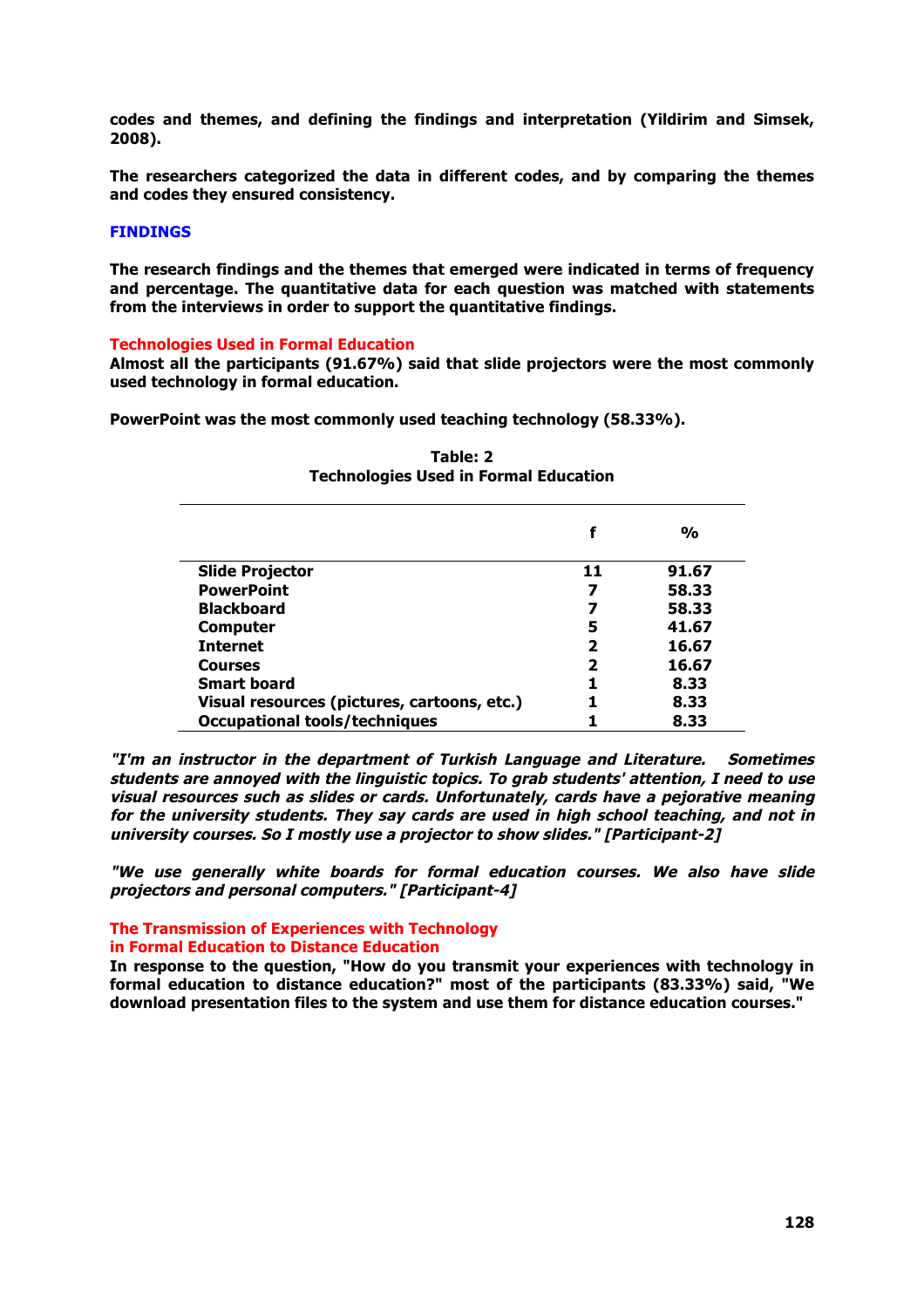**codes and themes, and defining the findings and interpretation (Yildirim and Simsek, 2008).**

**The researchers categorized the data in different codes, and by comparing the themes and codes they ensured consistency.**

## FINDINGS

**The research findings and the themes that emerged were indicated in terms of frequency and percentage. The quantitative data for each question was matched with statements from the interviews in order to support the quantitative findings.**

### Technologies Used in Formal Education

**Almost all the participants (91.67%) said that slide projectors were the most commonly used technology in formal education.**

**PowerPoint was the most commonly used teaching technology (58.33%).**

**Table: 2**
**Technologies Used in Formal Education**

| | f | % |
|---|---|---|
| Slide Projector | 11 | 91.67 |
| PowerPoint | 7 | 58.33 |
| Blackboard | 7 | 58.33 |
| Computer | 5 | 41.67 |
| Internet | 2 | 16.67 |
| Courses | 2 | 16.67 |
| Smart board | 1 | 8.33 |
| Visual resources (pictures, cartoons, etc.) | 1 | 8.33 |
| Occupational tools/techniques | 1 | 8.33 |

***"I'm an instructor in the department of Turkish Language and Literature. Sometimes students are annoyed with the linguistic topics. To grab students' attention, I need to use visual resources such as slides or cards. Unfortunately, cards have a pejorative meaning for the university students. They say cards are used in high school teaching, and not in university courses. So I mostly use a projector to show slides." [Participant-2]***

***"We use generally white boards for formal education courses. We also have slide projectors and personal computers." [Participant-4]***

### The Transmission of Experiences with Technology in Formal Education to Distance Education

**In response to the question, "How do you transmit your experiences with technology in formal education to distance education?" most of the participants (83.33%) said, "We download presentation files to the system and use them for distance education courses."**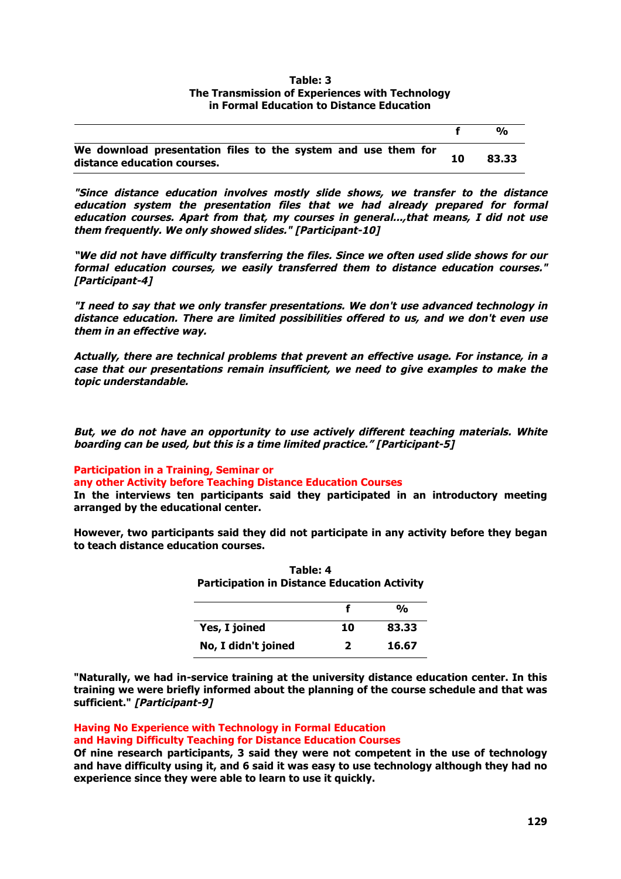**Table: 3**
**The Transmission of Experiences with Technology in Formal Education to Distance Education**

| | f | % |
|---|---|---|
| We download presentation files to the system and use them for distance education courses. | 10 | 83.33 |

***"Since distance education involves mostly slide shows, we transfer to the distance education system the presentation files that we had already prepared for formal education courses. Apart from that, my courses in general...,that means, I did not use them frequently. We only showed slides." [Participant-10]***

***"We did not have difficulty transferring the files. Since we often used slide shows for our formal education courses, we easily transferred them to distance education courses." [Participant-4]***

***"I need to say that we only transfer presentations. We don't use advanced technology in distance education. There are limited possibilities offered to us, and we don't even use them in an effective way.***

***Actually, there are technical problems that prevent an effective usage. For instance, in a case that our presentations remain insufficient, we need to give examples to make the topic understandable.***

***But, we do not have an opportunity to use actively different teaching materials. White boarding can be used, but this is a time limited practice." [Participant-5]***

### Participation in a Training, Seminar or any other Activity before Teaching Distance Education Courses

**In the interviews ten participants said they participated in an introductory meeting arranged by the educational center.**

**However, two participants said they did not participate in any activity before they began to teach distance education courses.**

**Table: 4**
**Participation in Distance Education Activity**

| | f | % |
|---|---|---|
| Yes, I joined | 10 | 83.33 |
| No, I didn't joined | 2 | 16.67 |

**"Naturally, we had in-service training at the university distance education center. In this training we were briefly informed about the planning of the course schedule and that was sufficient."** ***[Participant-9]***

### Having No Experience with Technology in Formal Education and Having Difficulty Teaching for Distance Education Courses

**Of nine research participants, 3 said they were not competent in the use of technology and have difficulty using it, and 6 said it was easy to use technology although they had no experience since they were able to learn to use it quickly.**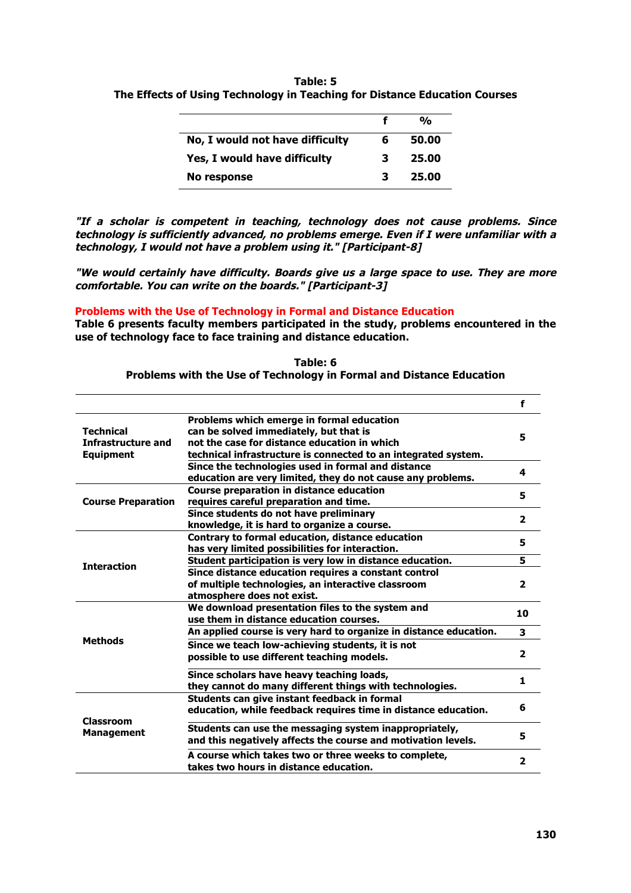**Table: 5**
**The Effects of Using Technology in Teaching for Distance Education Courses**

| | f | % |
|---|---|---|
| No, I would not have difficulty | 6 | 50.00 |
| Yes, I would have difficulty | 3 | 25.00 |
| No response | 3 | 25.00 |

***"If a scholar is competent in teaching, technology does not cause problems. Since technology is sufficiently advanced, no problems emerge. Even if I were unfamiliar with a technology, I would not have a problem using it." [Participant-8]***

***"We would certainly have difficulty. Boards give us a large space to use. They are more comfortable. You can write on the boards." [Participant-3]***

### Problems with the Use of Technology in Formal and Distance Education

**Table 6 presents faculty members participated in the study, problems encountered in the use of technology face to face training and distance education.**

**Table: 6**
**Problems with the Use of Technology in Formal and Distance Education**

| | | f |
|---|---|---|
| Technical Infrastructure and Equipment | Problems which emerge in formal education can be solved immediately, but that is not the case for distance education in which technical infrastructure is connected to an integrated system. | 5 |
| | Since the technologies used in formal and distance education are very limited, they do not cause any problems. | 4 |
| Course Preparation | Course preparation in distance education requires careful preparation and time. | 5 |
| | Since students do not have preliminary knowledge, it is hard to organize a course. | 2 |
| Interaction | Contrary to formal education, distance education has very limited possibilities for interaction. | 5 |
| | Student participation is very low in distance education. | 5 |
| | Since distance education requires a constant control of multiple technologies, an interactive classroom atmosphere does not exist. | 2 |
| Methods | We download presentation files to the system and use them in distance education courses. | 10 |
| | An applied course is very hard to organize in distance education. | 3 |
| | Since we teach low-achieving students, it is not possible to use different teaching models. | 2 |
| | Since scholars have heavy teaching loads, they cannot do many different things with technologies. | 1 |
| Classroom Management | Students can give instant feedback in formal education, while feedback requires time in distance education. | 6 |
| | Students can use the messaging system inappropriately, and this negatively affects the course and motivation levels. | 5 |
| | A course which takes two or three weeks to complete, takes two hours in distance education. | 2 |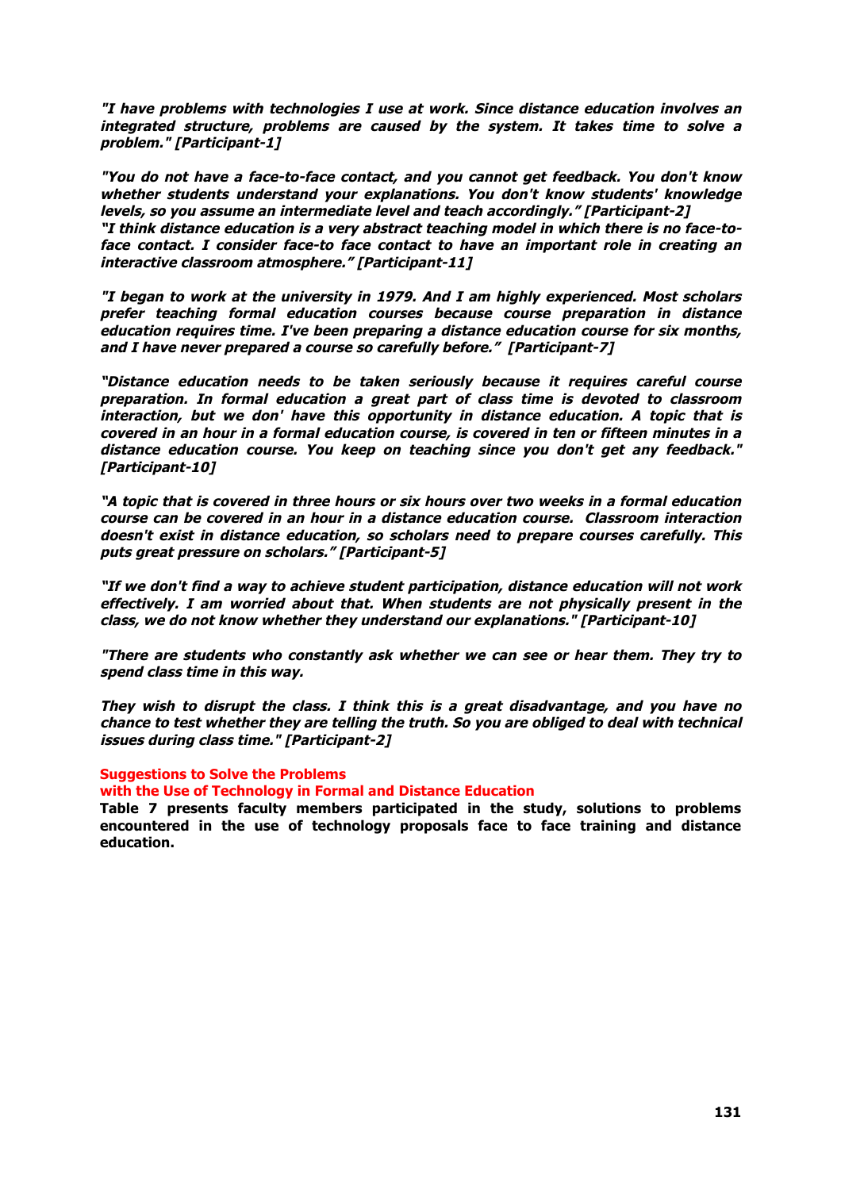***"I have problems with technologies I use at work. Since distance education involves an integrated structure, problems are caused by the system. It takes time to solve a problem." [Participant-1]***

***"You do not have a face-to-face contact, and you cannot get feedback. You don't know whether students understand your explanations. You don't know students' knowledge levels, so you assume an intermediate level and teach accordingly." [Participant-2]***
***"I think distance education is a very abstract teaching model in which there is no face-to-face contact. I consider face-to face contact to have an important role in creating an interactive classroom atmosphere." [Participant-11]***

***"I began to work at the university in 1979. And I am highly experienced. Most scholars prefer teaching formal education courses because course preparation in distance education requires time. I've been preparing a distance education course for six months, and I have never prepared a course so carefully before." [Participant-7]***

***"Distance education needs to be taken seriously because it requires careful course preparation. In formal education a great part of class time is devoted to classroom interaction, but we don' have this opportunity in distance education. A topic that is covered in an hour in a formal education course, is covered in ten or fifteen minutes in a distance education course. You keep on teaching since you don't get any feedback." [Participant-10]***

***"A topic that is covered in three hours or six hours over two weeks in a formal education course can be covered in an hour in a distance education course. Classroom interaction doesn't exist in distance education, so scholars need to prepare courses carefully. This puts great pressure on scholars." [Participant-5]***

***"If we don't find a way to achieve student participation, distance education will not work effectively. I am worried about that. When students are not physically present in the class, we do not know whether they understand our explanations." [Participant-10]***

***"There are students who constantly ask whether we can see or hear them. They try to spend class time in this way.***

***They wish to disrupt the class. I think this is a great disadvantage, and you have no chance to test whether they are telling the truth. So you are obliged to deal with technical issues during class time." [Participant-2]***

## Suggestions to Solve the Problems with the Use of Technology in Formal and Distance Education

**Table 7 presents faculty members participated in the study, solutions to problems encountered in the use of technology proposals face to face training and distance education.**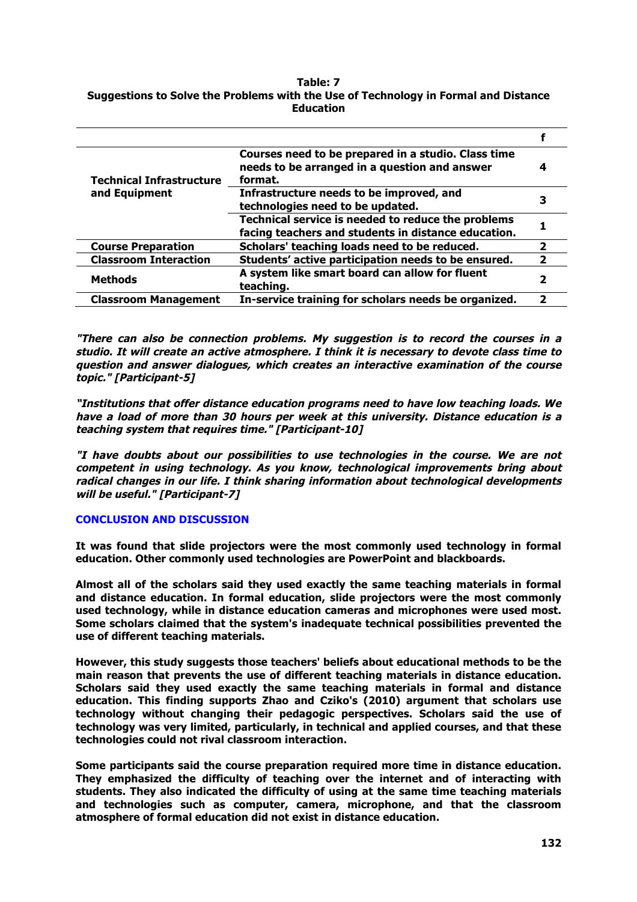**Table: 7**
**Suggestions to Solve the Problems with the Use of Technology in Formal and Distance Education**

| | | f |
|---|---|---|
| Technical Infrastructure and Equipment | Courses need to be prepared in a studio. Class time needs to be arranged in a question and answer format. | 4 |
| | Infrastructure needs to be improved, and technologies need to be updated. | 3 |
| | Technical service is needed to reduce the problems facing teachers and students in distance education. | 1 |
| Course Preparation | Scholars' teaching loads need to be reduced. | 2 |
| Classroom Interaction | Students' active participation needs to be ensured. | 2 |
| Methods | A system like smart board can allow for fluent teaching. | 2 |
| Classroom Management | In-service training for scholars needs be organized. | 2 |

***"There can also be connection problems. My suggestion is to record the courses in a studio. It will create an active atmosphere. I think it is necessary to devote class time to question and answer dialogues, which creates an interactive examination of the course topic." [Participant-5]***

***"Institutions that offer distance education programs need to have low teaching loads. We have a load of more than 30 hours per week at this university. Distance education is a teaching system that requires time." [Participant-10]***

***"I have doubts about our possibilities to use technologies in the course. We are not competent in using technology. As you know, technological improvements bring about radical changes in our life. I think sharing information about technological developments will be useful." [Participant-7]***

## CONCLUSION AND DISCUSSION

**It was found that slide projectors were the most commonly used technology in formal education. Other commonly used technologies are PowerPoint and blackboards.**

**Almost all of the scholars said they used exactly the same teaching materials in formal and distance education. In formal education, slide projectors were the most commonly used technology, while in distance education cameras and microphones were used most. Some scholars claimed that the system's inadequate technical possibilities prevented the use of different teaching materials.**

**However, this study suggests those teachers' beliefs about educational methods to be the main reason that prevents the use of different teaching materials in distance education. Scholars said they used exactly the same teaching materials in formal and distance education. This finding supports Zhao and Cziko's (2010) argument that scholars use technology without changing their pedagogic perspectives. Scholars said the use of technology was very limited, particularly, in technical and applied courses, and that these technologies could not rival classroom interaction.**

**Some participants said the course preparation required more time in distance education. They emphasized the difficulty of teaching over the internet and of interacting with students. They also indicated the difficulty of using at the same time teaching materials and technologies such as computer, camera, microphone, and that the classroom atmosphere of formal education did not exist in distance education.**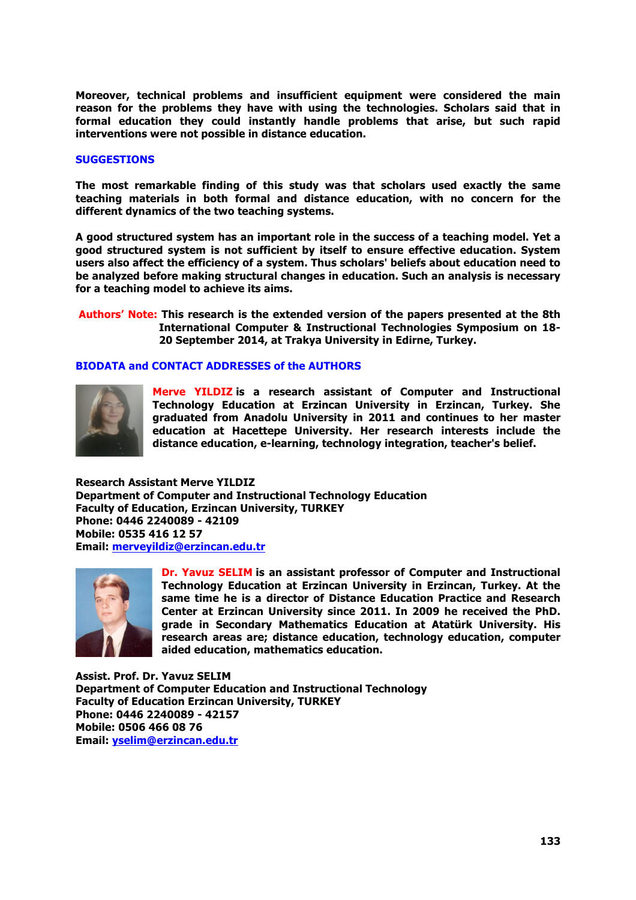**Moreover, technical problems and insufficient equipment were considered the main reason for the problems they have with using the technologies. Scholars said that in formal education they could instantly handle problems that arise, but such rapid interventions were not possible in distance education.**

## SUGGESTIONS

**The most remarkable finding of this study was that scholars used exactly the same teaching materials in both formal and distance education, with no concern for the different dynamics of the two teaching systems.**

**A good structured system has an important role in the success of a teaching model. Yet a good structured system is not sufficient by itself to ensure effective education. System users also affect the efficiency of a system. Thus scholars' beliefs about education need to be analyzed before making structural changes in education. Such an analysis is necessary for a teaching model to achieve its aims.**

**Authors' Note: This research is the extended version of the papers presented at the 8th International Computer & Instructional Technologies Symposium on 18-20 September 2014, at Trakya University in Edirne, Turkey.**

## BIODATA and CONTACT ADDRESSES of the AUTHORS

**Merve YILDIZ is a research assistant of Computer and Instructional Technology Education at Erzincan University in Erzincan, Turkey. She graduated from Anadolu University in 2011 and continues to her master education at Hacettepe University. Her research interests include the distance education, e-learning, technology integration, teacher's belief.**

**Research Assistant Merve YILDIZ**
**Department of Computer and Instructional Technology Education**
**Faculty of Education, Erzincan University, TURKEY**
**Phone: 0446 2240089 - 42109**
**Mobile: 0535 416 12 57**
**Email: merveyildiz@erzincan.edu.tr**

**Dr. Yavuz SELIM is an assistant professor of Computer and Instructional Technology Education at Erzincan University in Erzincan, Turkey. At the same time he is a director of Distance Education Practice and Research Center at Erzincan University since 2011. In 2009 he received the PhD. grade in Secondary Mathematics Education at Atatürk University. His research areas are; distance education, technology education, computer aided education, mathematics education.**

**Assist. Prof. Dr. Yavuz SELIM**
**Department of Computer Education and Instructional Technology**
**Faculty of Education Erzincan University, TURKEY**
**Phone: 0446 2240089 - 42157**
**Mobile: 0506 466 08 76**
**Email: yselim@erzincan.edu.tr**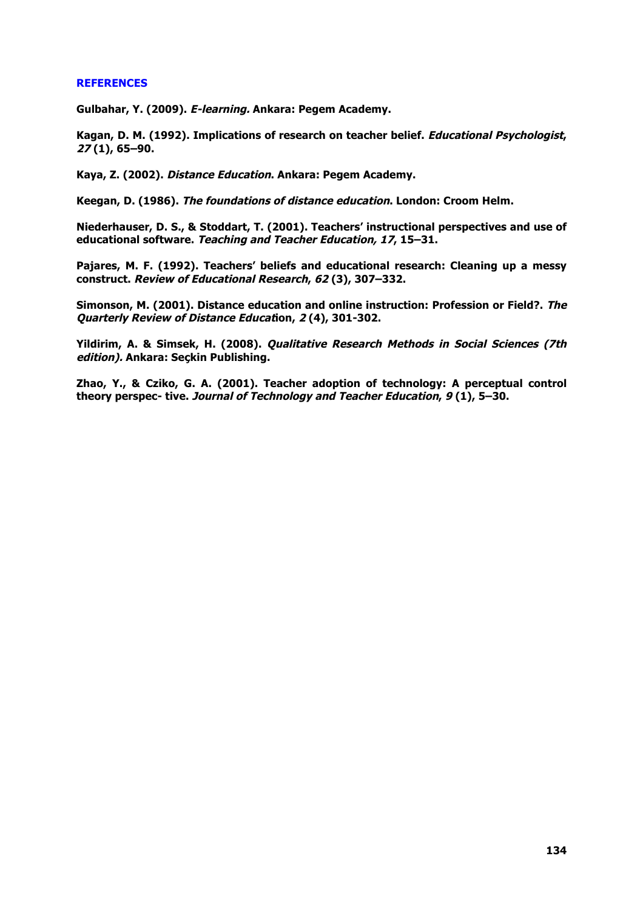## REFERENCES

Gulbahar, Y. (2009). *E-learning.* Ankara: Pegem Academy.

Kagan, D. M. (1992). Implications of research on teacher belief. *Educational Psychologist*, *27* (1), 65–90.

Kaya, Z. (2002). *Distance Education*. Ankara: Pegem Academy.

Keegan, D. (1986). *The foundations of distance education*. London: Croom Helm.

Niederhauser, D. S., & Stoddart, T. (2001). Teachers' instructional perspectives and use of educational software. *Teaching and Teacher Education, 17*, 15–31.

Pajares, M. F. (1992). Teachers' beliefs and educational research: Cleaning up a messy construct. *Review of Educational Research*, *62* (3), 307–332.

Simonson, M. (2001). Distance education and online instruction: Profession or Field?. *The Quarterly Review of Distance Educat*ion, *2* (4), 301-302.

Yildirim, A. & Simsek, H. (2008). *Qualitative Research Methods in Social Sciences (7th edition).* Ankara: Seçkin Publishing.

Zhao, Y., & Cziko, G. A. (2001). Teacher adoption of technology: A perceptual control theory perspec- tive. *Journal of Technology and Teacher Education*, *9* (1), 5–30.